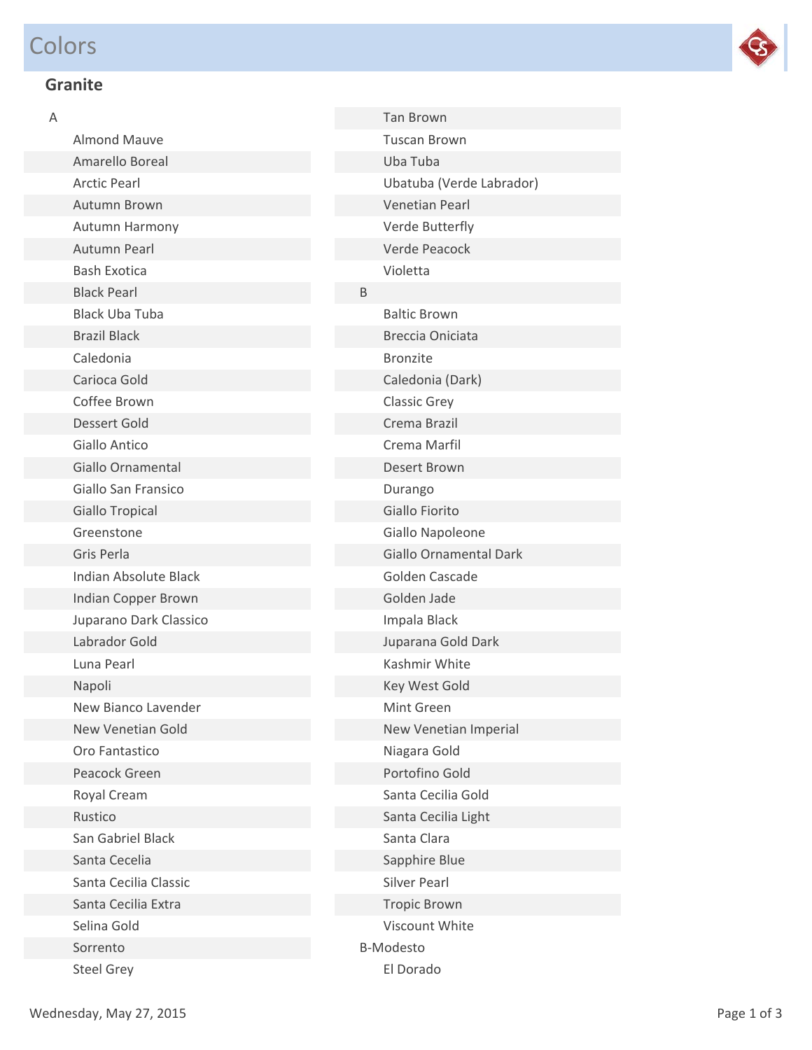# Colors

## Granite

A

- Almond Mauve
- Amarello Boreal
- Arctic Pearl
- Autumn Brown
- Autumn Harmony
- Autumn Pearl
- Bash Exotica
- Black Pearl
- Black Uba Tuba
- Brazil Black
- Caledonia
- Carioca Gold
- Coffee Brown
- Dessert Gold
- Giallo Antico
- Giallo Ornamental
- Giallo San Fransico
- Giallo Tropical
- Greenstone
- Gris Perla
- Indian Absolute Black
- Indian Copper Brown
- Juparano Dark Classico
- Labrador Gold
- Luna Pearl
- Napoli
- New Bianco Lavender
- New Venetian Gold
- Oro Fantastico
- Peacock Green
- Royal Cream
- Rustico
- San Gabriel Black
- Santa Cecelia
- Santa Cecilia Classic
- Santa Cecilia Extra
- Selina Gold
- Sorrento
- Steel Grey
- Tan Brown
- Tuscan Brown
- Uba Tuba
- Ubatuba (Verde Labrador)
- Venetian Pearl
- Verde Butterfly
- Verde Peacock
- Violetta

B

- Baltic Brown
- Breccia Oniciata
- Bronzite
- Caledonia (Dark)
- Classic Grey
- Crema Brazil
- Crema Marfil
- Desert Brown
- Durango
- Giallo Fiorito
- Giallo Napoleone
- Giallo Ornamental Dark
- Golden Cascade
- Golden Jade
- Impala Black
- Juparana Gold Dark
- Kashmir White
- Key West Gold
- Mint Green
- New Venetian Imperial
- Niagara Gold
- Portofino Gold
- Santa Cecilia Gold
- Santa Cecilia Light
- Santa Clara
- Sapphire Blue
- Silver Pearl
- Tropic Brown
- Viscount White

B-Modesto

- El Dorado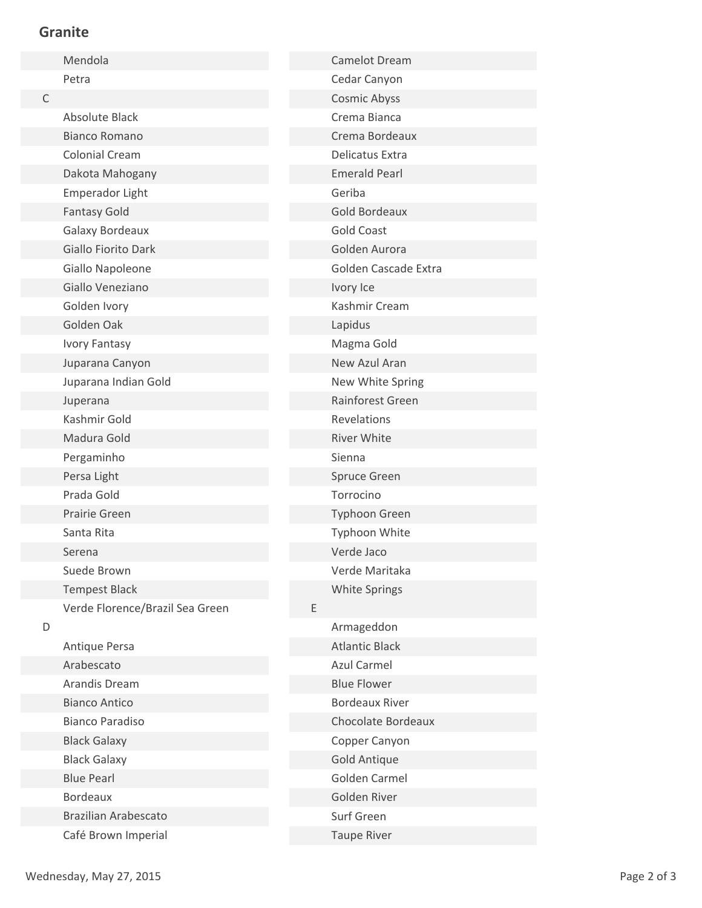## Granite

Mendola
Petra

**C**

- Absolute Black
- Bianco Romano
- Colonial Cream
- Dakota Mahogany
- Emperador Light
- Fantasy Gold
- Galaxy Bordeaux
- Giallo Fiorito Dark
- Giallo Napoleone
- Giallo Veneziano
- Golden Ivory
- Golden Oak
- Ivory Fantasy
- Juparana Canyon
- Juparana Indian Gold
- Juperana
- Kashmir Gold
- Madura Gold
- Pergaminho
- Persa Light
- Prada Gold
- Prairie Green
- Santa Rita
- Serena
- Suede Brown
- Tempest Black
- Verde Florence/Brazil Sea Green

**D**

- Antique Persa
- Arabescato
- Arandis Dream
- Bianco Antico
- Bianco Paradiso
- Black Galaxy
- Black Galaxy
- Blue Pearl
- Bordeaux
- Brazilian Arabescato
- Café Brown Imperial
- Camelot Dream
- Cedar Canyon
- Cosmic Abyss
- Crema Bianca
- Crema Bordeaux
- Delicatus Extra
- Emerald Pearl
- Geriba
- Gold Bordeaux
- Gold Coast
- Golden Aurora
- Golden Cascade Extra
- Ivory Ice
- Kashmir Cream
- Lapidus
- Magma Gold
- New Azul Aran
- New White Spring
- Rainforest Green
- Revelations
- River White
- Sienna
- Spruce Green
- Torrocino
- Typhoon Green
- Typhoon White
- Verde Jaco
- Verde Maritaka
- White Springs

**E**

- Armageddon
- Atlantic Black
- Azul Carmel
- Blue Flower
- Bordeaux River
- Chocolate Bordeaux
- Copper Canyon
- Gold Antique
- Golden Carmel
- Golden River
- Surf Green
- Taupe River

Wednesday, May 27, 2015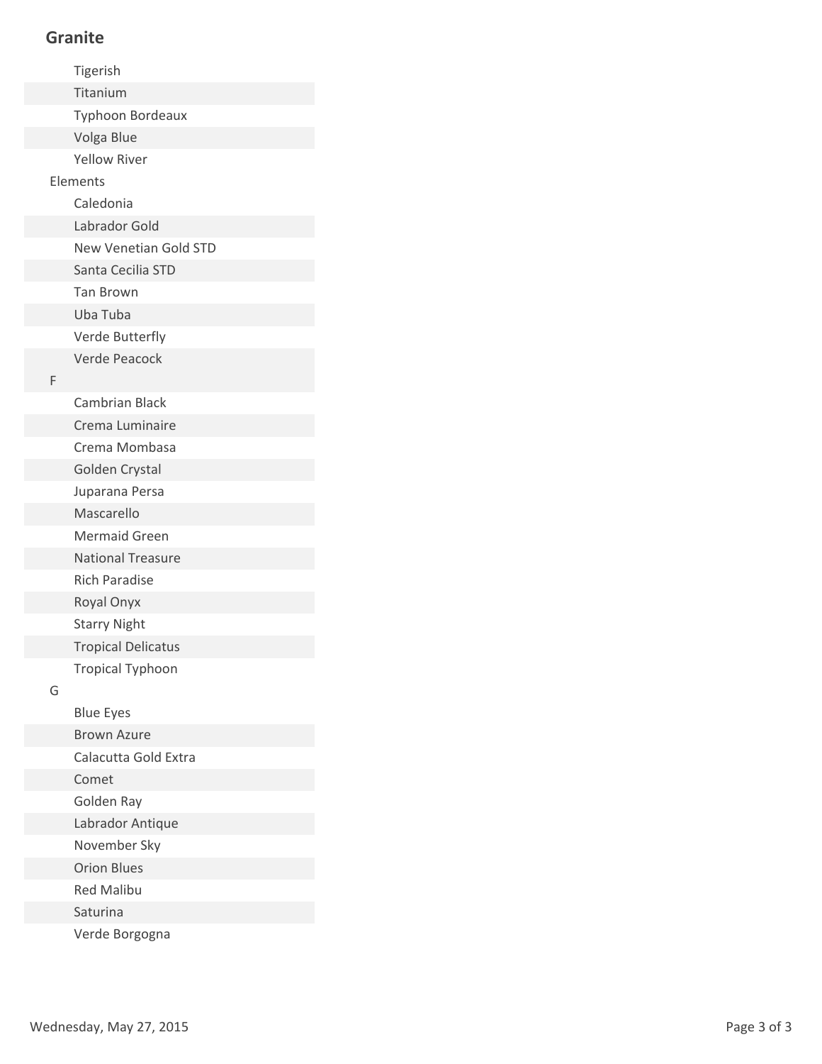## Granite

- Tigerish
- Titanium
- Typhoon Bordeaux
- Volga Blue
- Yellow River

Elements

- Caledonia
- Labrador Gold
- New Venetian Gold STD
- Santa Cecilia STD
- Tan Brown
- Uba Tuba
- Verde Butterfly
- Verde Peacock

F

- Cambrian Black
- Crema Luminaire
- Crema Mombasa
- Golden Crystal
- Juparana Persa
- Mascarello
- Mermaid Green
- National Treasure
- Rich Paradise
- Royal Onyx
- Starry Night
- Tropical Delicatus
- Tropical Typhoon

G

- Blue Eyes
- Brown Azure
- Calacutta Gold Extra
- Comet
- Golden Ray
- Labrador Antique
- November Sky
- Orion Blues
- Red Malibu
- Saturina
- Verde Borgogna

Wednesday, May 27, 2015